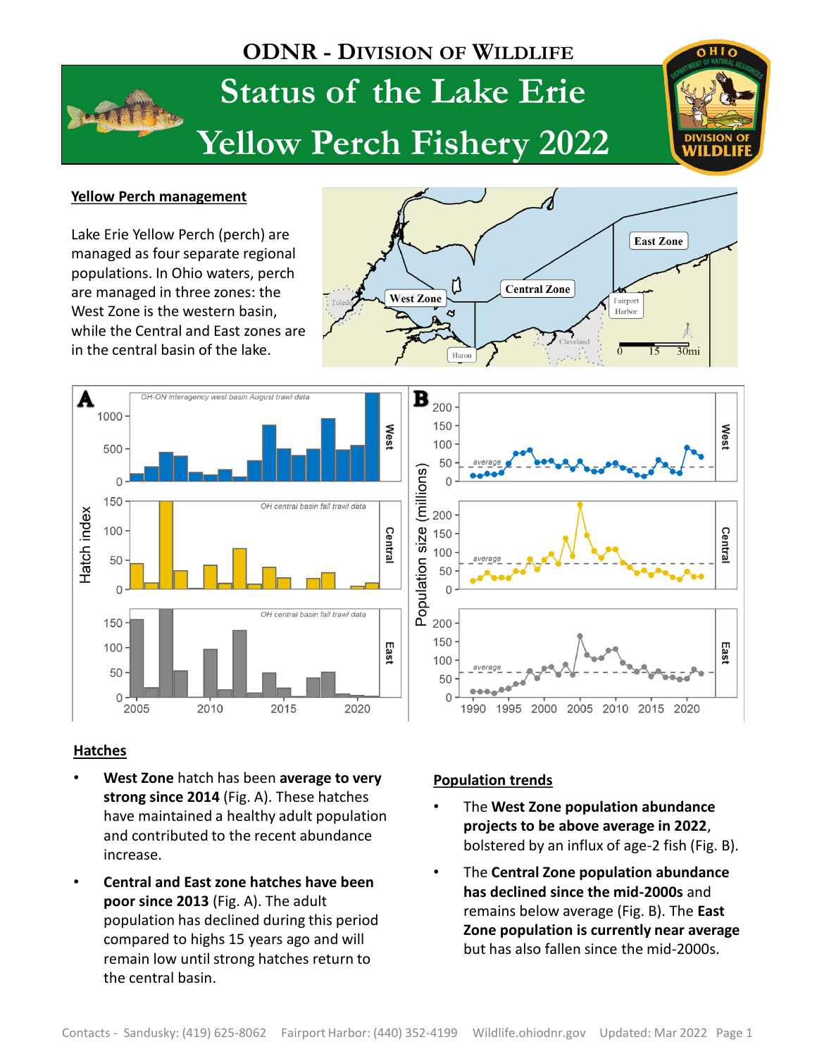# ODNR - Division of Wildlife

# Status of the Lake Erie Yellow Perch Fishery 2022

## Yellow Perch management

Lake Erie Yellow Perch (perch) are managed as four separate regional populations. In Ohio waters, perch are managed in three zones: the West Zone is the western basin, while the Central and East zones are in the central basin of the lake.

## Hatches

- **West Zone** hatch has been **average to very strong since 2014** (Fig. A). These hatches have maintained a healthy adult population and contributed to the recent abundance increase.
- **Central and East zone hatches have been poor since 2013** (Fig. A). The adult population has declined during this period compared to highs 15 years ago and will remain low until strong hatches return to the central basin.

## Population trends

- The **West Zone population abundance projects to be above average in 2022**, bolstered by an influx of age-2 fish (Fig. B).
- The **Central Zone population abundance has declined since the mid-2000s** and remains below average (Fig. B). The **East Zone population is currently near average** but has also fallen since the mid-2000s.

Contacts - Sandusky: (419) 625-8062 Fairport Harbor: (440) 352-4199 Wildlife.ohiodnr.gov Updated: Mar 2022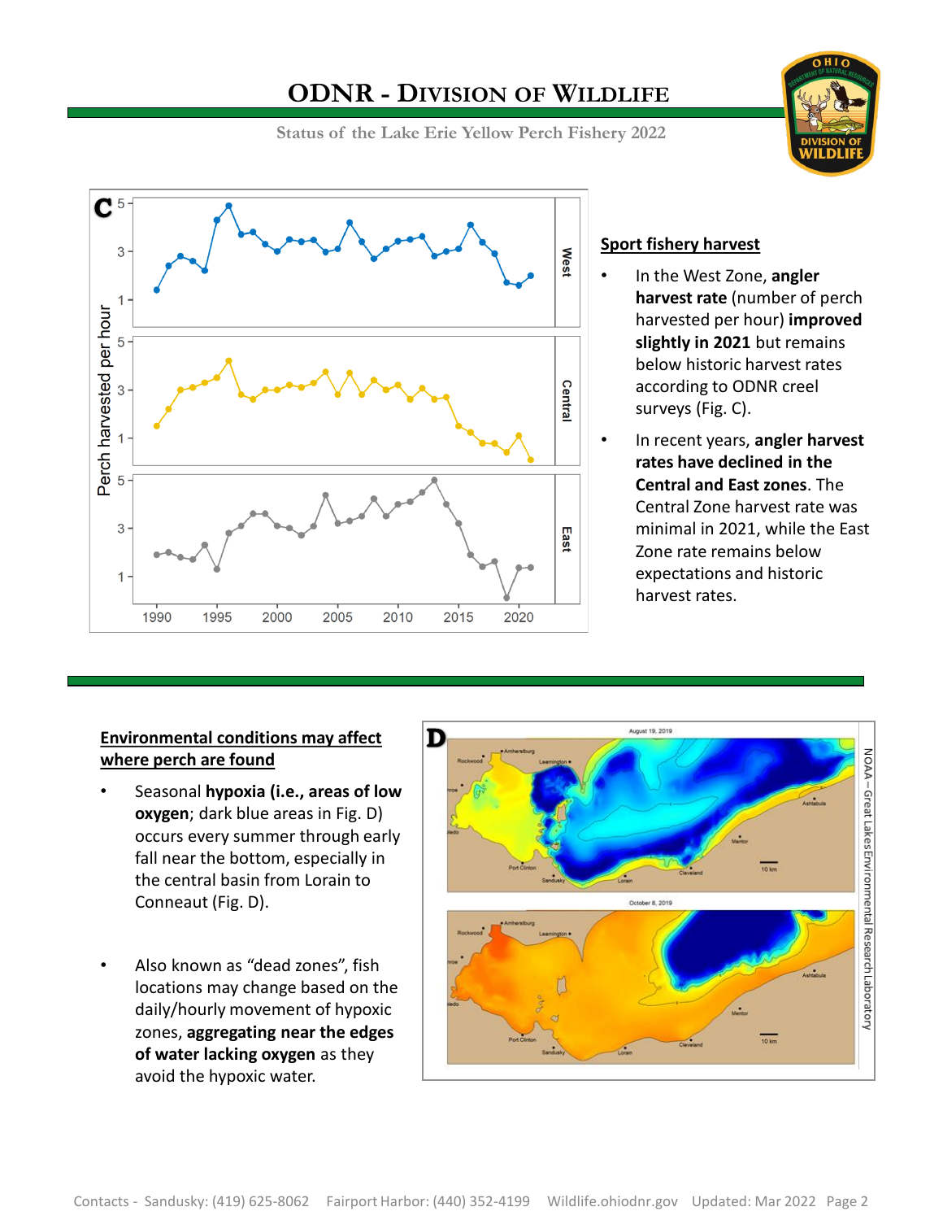## Sport fishery harvest

- In the West Zone, **angler harvest rate** (number of perch harvested per hour) **improved slightly in 2021** but remains below historic harvest rates according to ODNR creel surveys (Fig. C).
- In recent years, **angler harvest rates have declined in the Central and East zones**. The Central Zone harvest rate was minimal in 2021, while the East Zone rate remains below expectations and historic harvest rates.

## Environmental conditions may affect where perch are found

- Seasonal **hypoxia (i.e., areas of low oxygen**; dark blue areas in Fig. D) occurs every summer through early fall near the bottom, especially in the central basin from Lorain to Conneaut (Fig. D).
- Also known as "dead zones", fish locations may change based on the daily/hourly movement of hypoxic zones, **aggregating near the edges of water lacking oxygen** as they avoid the hypoxic water.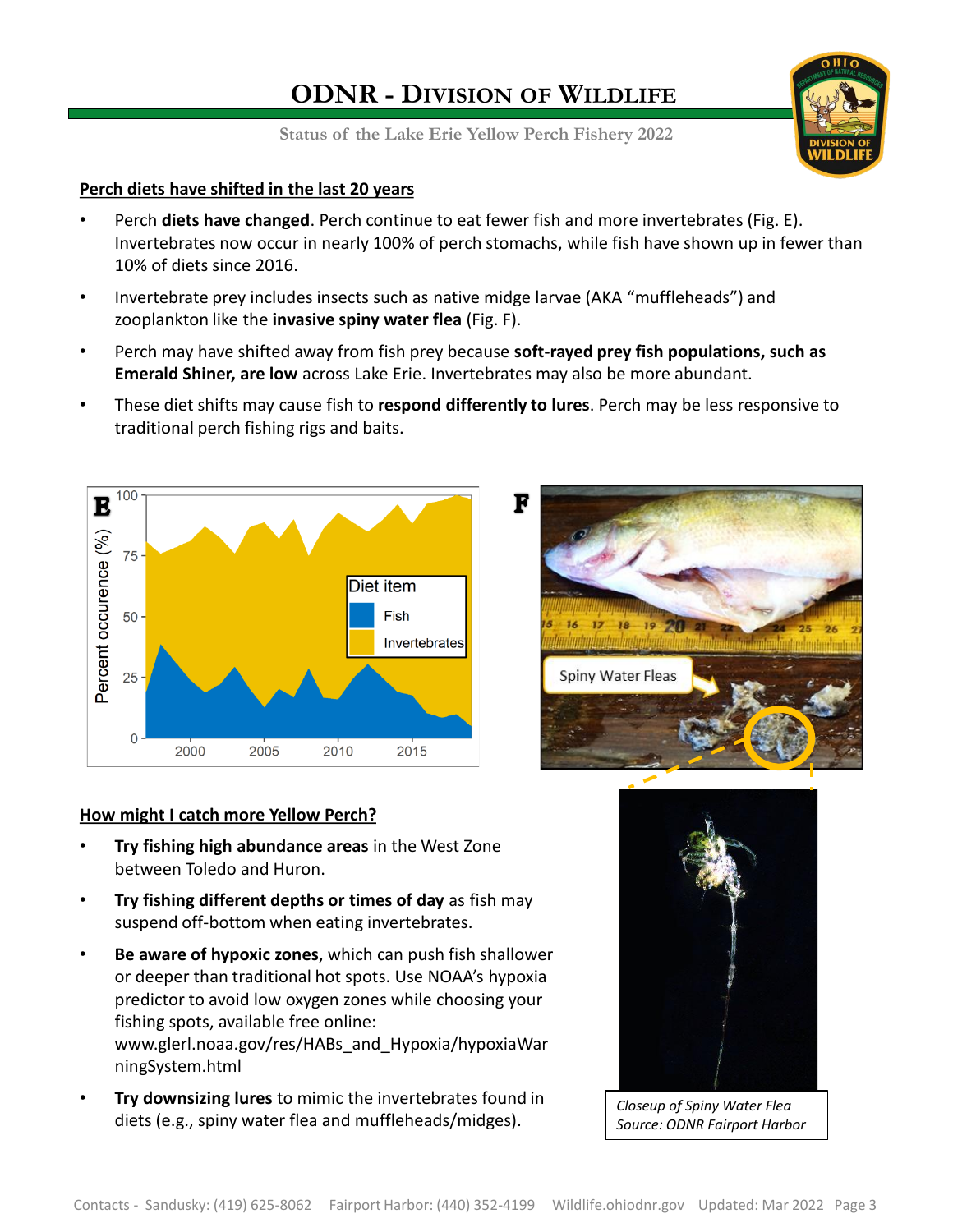## Perch diets have shifted in the last 20 years

- Perch **diets have changed**. Perch continue to eat fewer fish and more invertebrates (Fig. E). Invertebrates now occur in nearly 100% of perch stomachs, while fish have shown up in fewer than 10% of diets since 2016.
- Invertebrate prey includes insects such as native midge larvae (AKA "muffleheads") and zooplankton like the **invasive spiny water flea** (Fig. F).
- Perch may have shifted away from fish prey because **soft-rayed prey fish populations, such as Emerald Shiner, are low** across Lake Erie. Invertebrates may also be more abundant.
- These diet shifts may cause fish to **respond differently to lures**. Perch may be less responsive to traditional perch fishing rigs and baits.

## How might I catch more Yellow Perch?

- **Try fishing high abundance areas** in the West Zone between Toledo and Huron.
- **Try fishing different depths or times of day** as fish may suspend off-bottom when eating invertebrates.
- **Be aware of hypoxic zones**, which can push fish shallower or deeper than traditional hot spots. Use NOAA's hypoxia predictor to avoid low oxygen zones while choosing your fishing spots, available free online: www.glerl.noaa.gov/res/HABs_and_Hypoxia/hypoxiaWarningSystem.html
- **Try downsizing lures** to mimic the invertebrates found in diets (e.g., spiny water flea and muffleheads/midges).

*Closeup of Spiny Water Flea*
*Source: ODNR Fairport Harbor*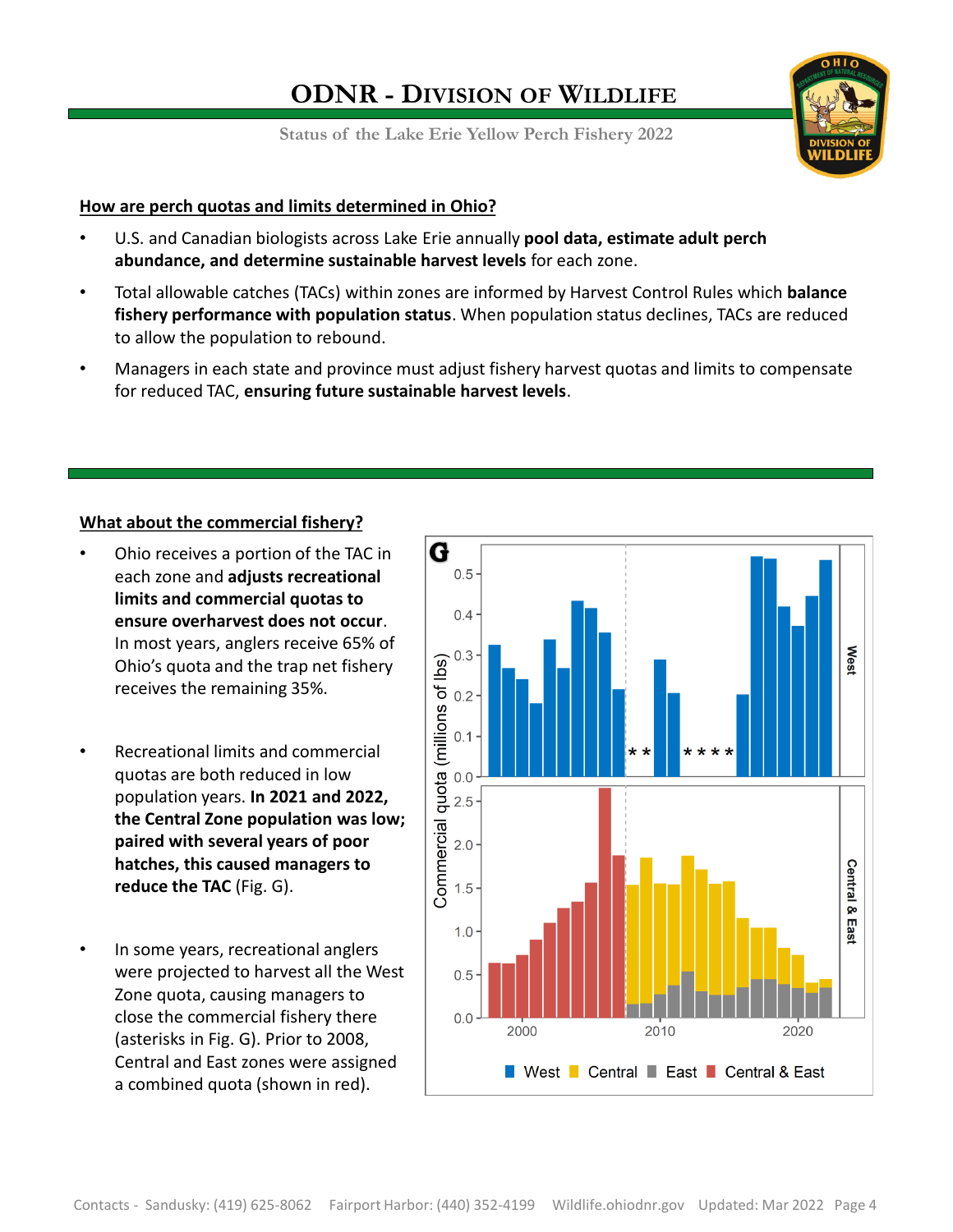## ODNR - Division of Wildlife

Status of the Lake Erie Yellow Perch Fishery 2022

**How are perch quotas and limits determined in Ohio?**

- U.S. and Canadian biologists across Lake Erie annually **pool data, estimate adult perch abundance, and determine sustainable harvest levels** for each zone.
- Total allowable catches (TACs) within zones are informed by Harvest Control Rules which **balance fishery performance with population status**. When population status declines, TACs are reduced to allow the population to rebound.
- Managers in each state and province must adjust fishery harvest quotas and limits to compensate for reduced TAC, **ensuring future sustainable harvest levels**.

**What about the commercial fishery?**

- Ohio receives a portion of the TAC in each zone and **adjusts recreational limits and commercial quotas to ensure overharvest does not occur**. In most years, anglers receive 65% of Ohio's quota and the trap net fishery receives the remaining 35%.
- Recreational limits and commercial quotas are both reduced in low population years. **In 2021 and 2022, the Central Zone population was low; paired with several years of poor hatches, this caused managers to reduce the TAC** (Fig. G).
- In some years, recreational anglers were projected to harvest all the West Zone quota, causing managers to close the commercial fishery there (asterisks in Fig. G). Prior to 2008, Central and East zones were assigned a combined quota (shown in red).

G

Commercial quota (millions of lbs)

West

0.0 0.1 0.2 0.3 0.4 0.5

* * * * * *

Central & East

0.0 0.5 1.0 1.5 2.0 2.5

2000 2010 2020

West Central East Central & East